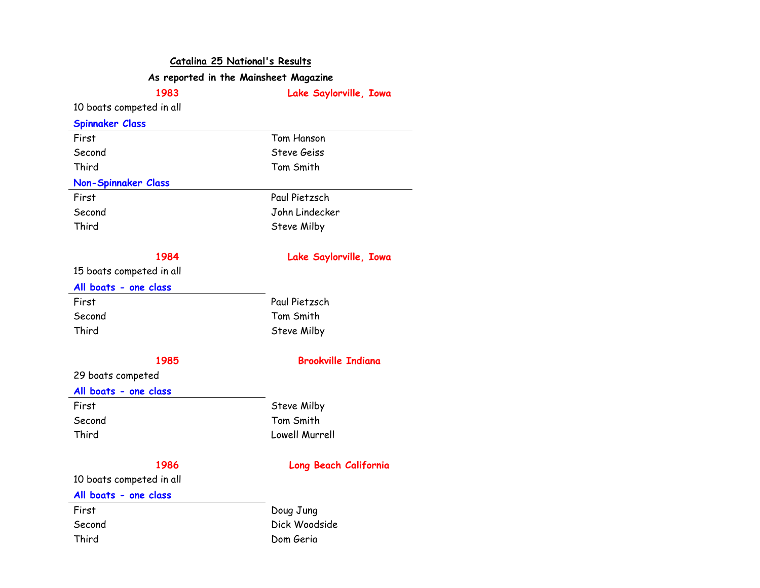# Catalina 25 National's Results

**As reported in the Mainsheet Magazine**

## 1983 — Lake Saylorville, Iowa

10 boats competed in all

### Spinnaker Class

| | |
|---|---|
| First | Tom Hanson |
| Second | Steve Geiss |
| Third | Tom Smith |

### Non-Spinnaker Class

| | |
|---|---|
| First | Paul Pietzsch |
| Second | John Lindecker |
| Third | Steve Milby |

## 1984 — Lake Saylorville, Iowa

15 boats competed in all

### All boats - one class

| | |
|---|---|
| First | Paul Pietzsch |
| Second | Tom Smith |
| Third | Steve Milby |

## 1985 — Brookville Indiana

29 boats competed

### All boats - one class

| | |
|---|---|
| First | Steve Milby |
| Second | Tom Smith |
| Third | Lowell Murrell |

## 1986 — Long Beach California

10 boats competed in all

### All boats - one class

| | |
|---|---|
| First | Doug Jung |
| Second | Dick Woodside |
| Third | Dom Geria |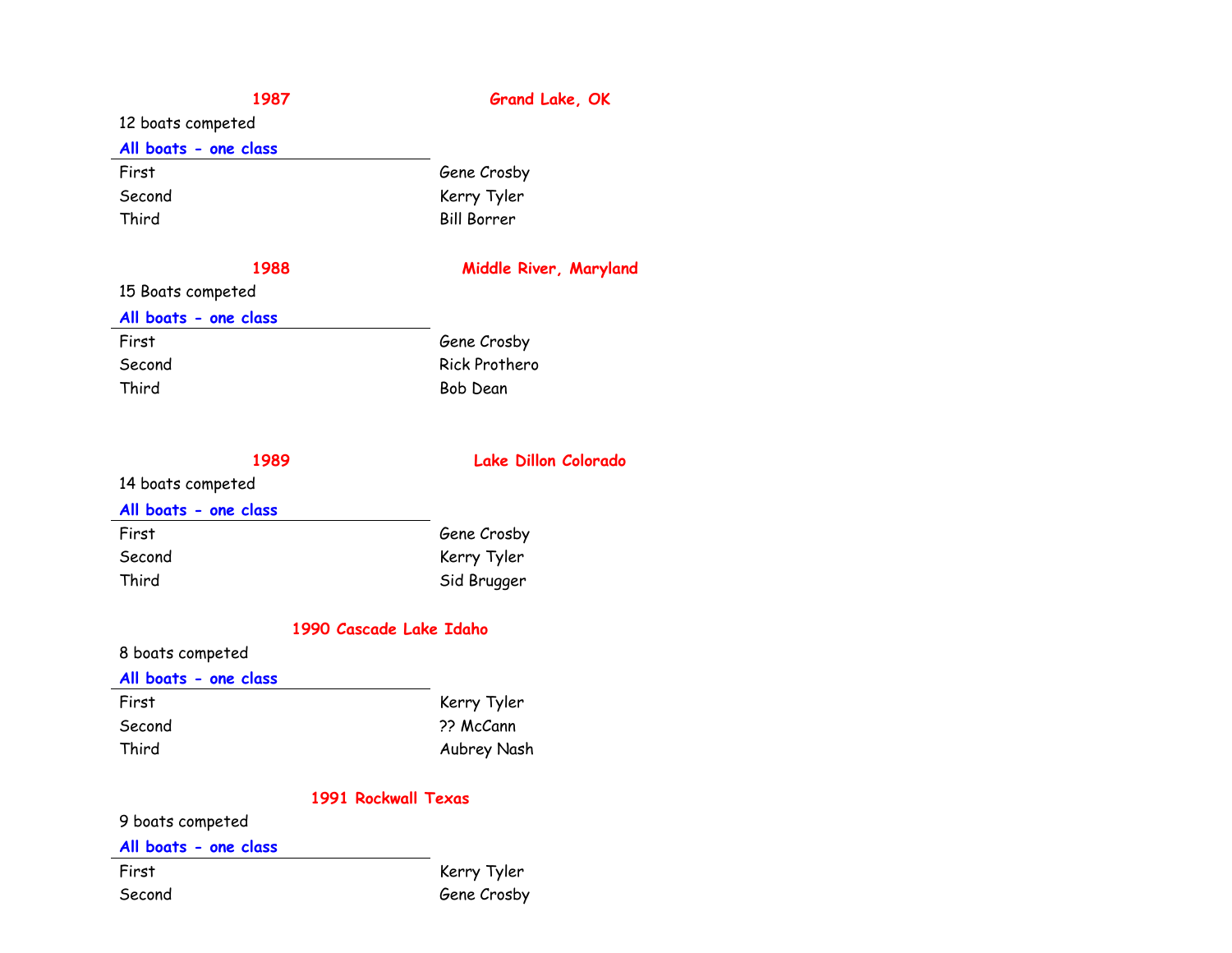## 1987 Grand Lake, OK

12 boats competed

| All boats - one class | |
|---|---|
| First | Gene Crosby |
| Second | Kerry Tyler |
| Third | Bill Borrer |

## 1988 Middle River, Maryland

15 Boats competed

| All boats - one class | |
|---|---|
| First | Gene Crosby |
| Second | Rick Prothero |
| Third | Bob Dean |

## 1989 Lake Dillon Colorado

14 boats competed

| All boats - one class | |
|---|---|
| First | Gene Crosby |
| Second | Kerry Tyler |
| Third | Sid Brugger |

## 1990 Cascade Lake Idaho

8 boats competed

| All boats - one class | |
|---|---|
| First | Kerry Tyler |
| Second | ?? McCann |
| Third | Aubrey Nash |

## 1991 Rockwall Texas

9 boats competed

| All boats - one class | |
|---|---|
| First | Kerry Tyler |
| Second | Gene Crosby |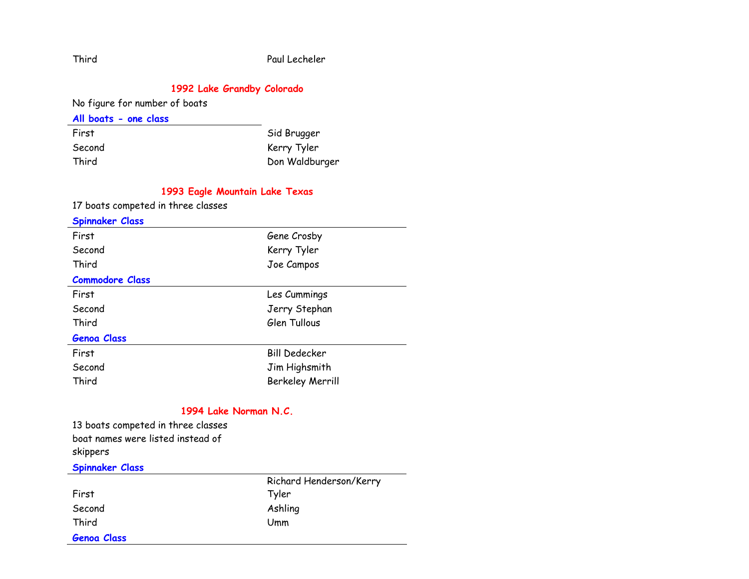| | |
|---|---|
| Third | Paul Lecheler |

## 1992 Lake Grandby Colorado

No figure for number of boats

**All boats - one class**

| | |
|---|---|
| First | Sid Brugger |
| Second | Kerry Tyler |
| Third | Don Waldburger |

## 1993 Eagle Mountain Lake Texas

17 boats competed in three classes

**Spinnaker Class**

| | |
|---|---|
| First | Gene Crosby |
| Second | Kerry Tyler |
| Third | Joe Campos |

**Commodore Class**

| | |
|---|---|
| First | Les Cummings |
| Second | Jerry Stephan |
| Third | Glen Tullous |

**Genoa Class**

| | |
|---|---|
| First | Bill Dedecker |
| Second | Jim Highsmith |
| Third | Berkeley Merrill |

## 1994 Lake Norman N.C.

13 boats competed in three classes
boat names were listed instead of skippers

**Spinnaker Class**

| | |
|---|---|
| First | Richard Henderson/Kerry Tyler |
| Second | Ashling |
| Third | Umm |

**Genoa Class**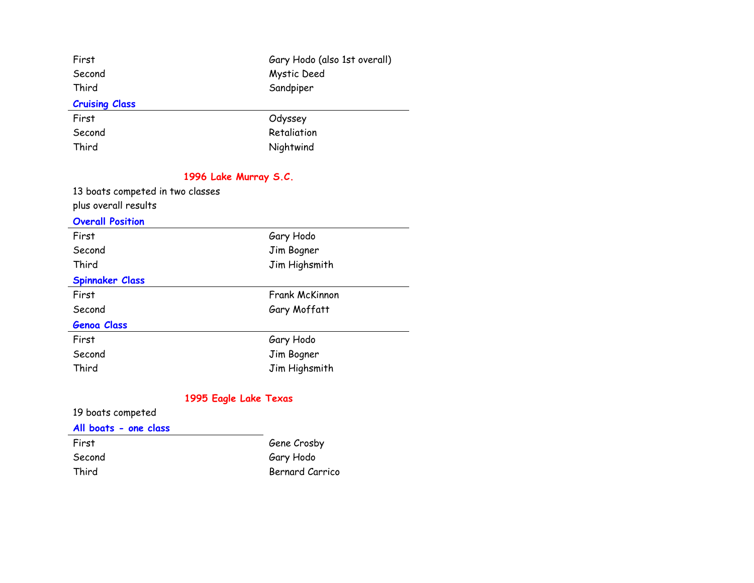| | |
|---|---|
| First | Gary Hodo (also 1st overall) |
| Second | Mystic Deed |
| Third | Sandpiper |

**Cruising Class**

| | |
|---|---|
| First | Odyssey |
| Second | Retaliation |
| Third | Nightwind |

## 1996 Lake Murray S.C.

13 boats competed in two classes
plus overall results

**Overall Position**

| | |
|---|---|
| First | Gary Hodo |
| Second | Jim Bogner |
| Third | Jim Highsmith |

**Spinnaker Class**

| | |
|---|---|
| First | Frank McKinnon |
| Second | Gary Moffatt |

**Genoa Class**

| | |
|---|---|
| First | Gary Hodo |
| Second | Jim Bogner |
| Third | Jim Highsmith |

## 1995 Eagle Lake Texas

19 boats competed

**All boats - one class**

| | |
|---|---|
| First | Gene Crosby |
| Second | Gary Hodo |
| Third | Bernard Carrico |